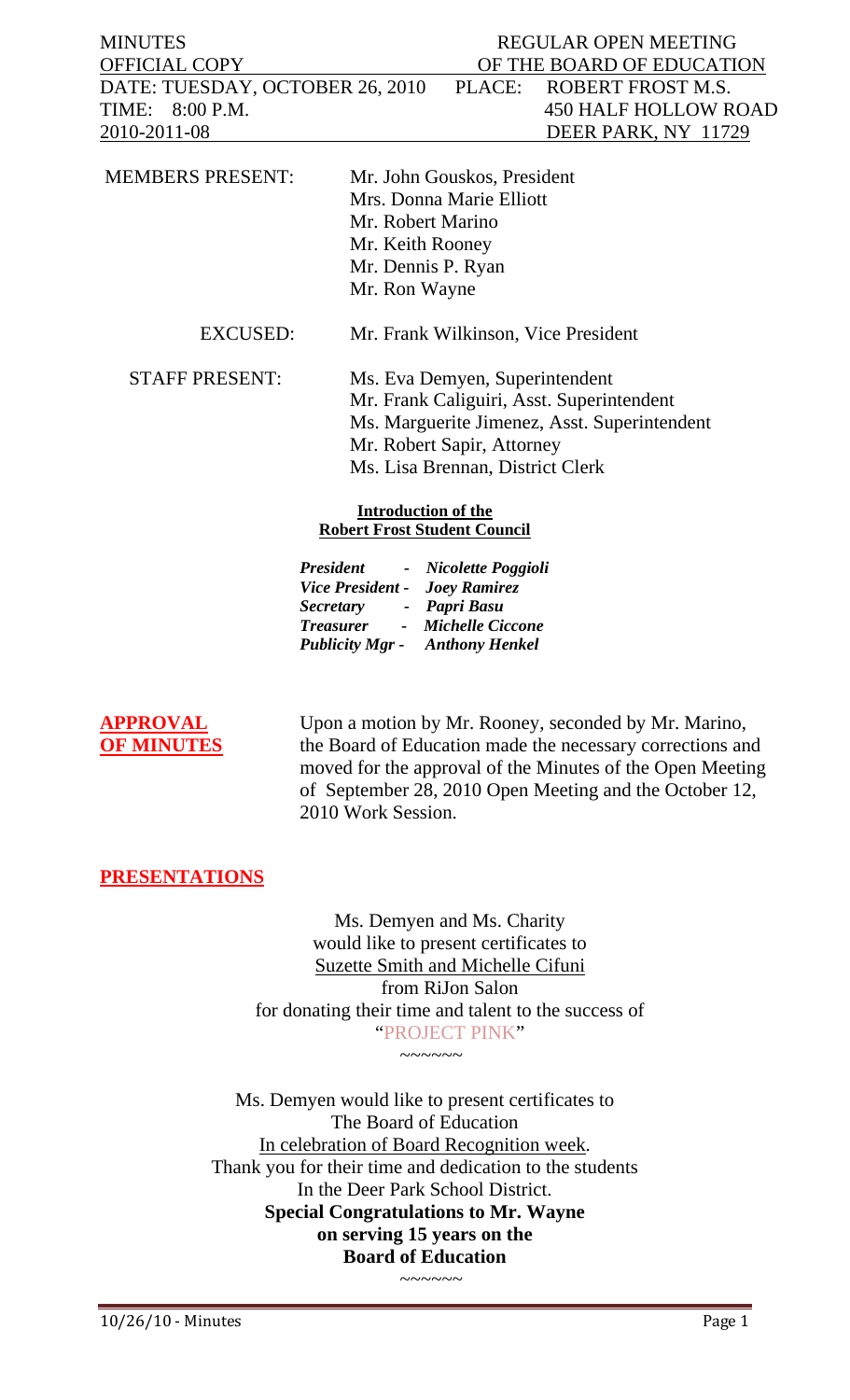| | |
|---|---|
| MINUTES | REGULAR OPEN MEETING |
| OFFICIAL COPY | OF THE BOARD OF EDUCATION |
| DATE: TUESDAY, OCTOBER 26, 2010 | PLACE: ROBERT FROST M.S. |
| TIME: 8:00 P.M. | 450 HALF HOLLOW ROAD |
| 2010-2011-08 | DEER PARK, NY 11729 |

MEMBERS PRESENT: Mr. John Gouskos, President
Mrs. Donna Marie Elliott
Mr. Robert Marino
Mr. Keith Rooney
Mr. Dennis P. Ryan
Mr. Ron Wayne

EXCUSED: Mr. Frank Wilkinson, Vice President

STAFF PRESENT: Ms. Eva Demyen, Superintendent
Mr. Frank Caliguiri, Asst. Superintendent
Ms. Marguerite Jimenez, Asst. Superintendent
Mr. Robert Sapir, Attorney
Ms. Lisa Brennan, District Clerk

**Introduction of the**
**Robert Frost Student Council**

***President - Nicolette Poggioli***
***Vice President - Joey Ramirez***
***Secretary - Papri Basu***
***Treasurer - Michelle Ciccone***
***Publicity Mgr - Anthony Henkel***

**APPROVAL OF MINUTES** Upon a motion by Mr. Rooney, seconded by Mr. Marino, the Board of Education made the necessary corrections and moved for the approval of the Minutes of the Open Meeting of September 28, 2010 Open Meeting and the October 12, 2010 Work Session.

**PRESENTATIONS**

Ms. Demyen and Ms. Charity
would like to present certificates to
Suzette Smith and Michelle Cifuni
from RiJon Salon
for donating their time and talent to the success of
"PROJECT PINK"

~~~~~~

Ms. Demyen would like to present certificates to
The Board of Education
In celebration of Board Recognition week.
Thank you for their time and dedication to the students
In the Deer Park School District.
**Special Congratulations to Mr. Wayne**
**on serving 15 years on the**
**Board of Education**

~~~~~~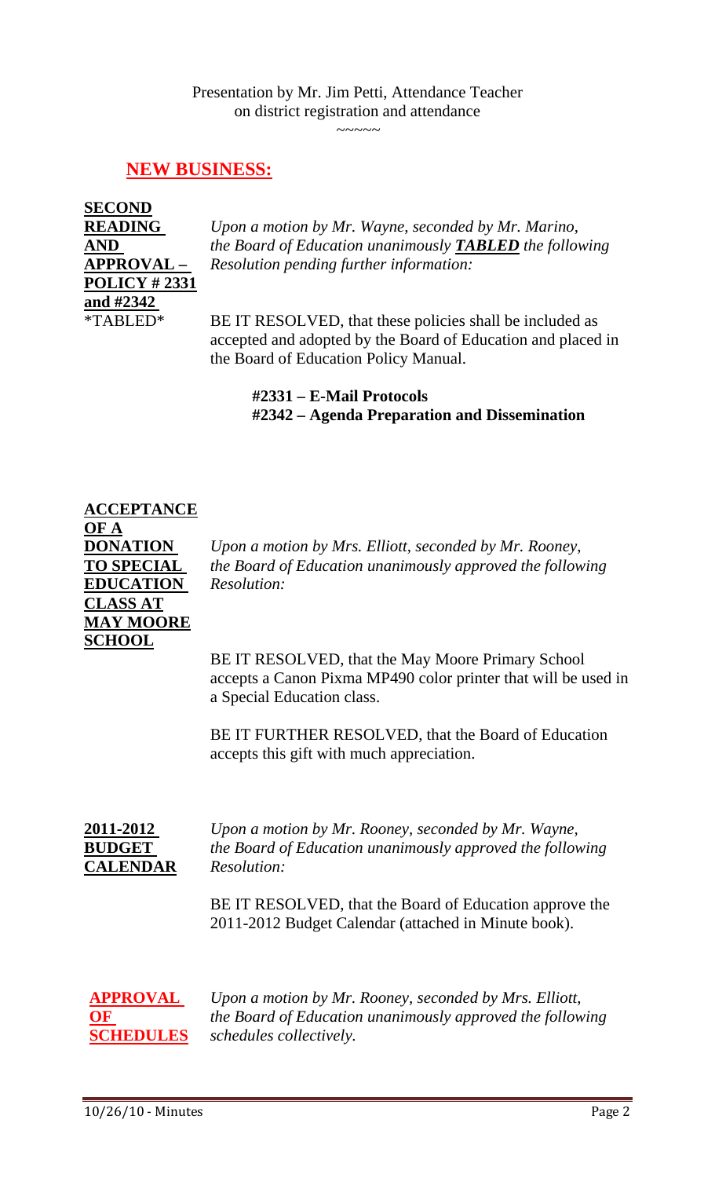Presentation by Mr. Jim Petti, Attendance Teacher
on district registration and attendance

~~~~~

## NEW BUSINESS:

**SECOND READING AND APPROVAL – POLICY # 2331 and #2342**
*TABLED*

*Upon a motion by Mr. Wayne, seconded by Mr. Marino, the Board of Education unanimously **TABLED** the following Resolution pending further information:*

BE IT RESOLVED, that these policies shall be included as accepted and adopted by the Board of Education and placed in the Board of Education Policy Manual.

**#2331 – E-Mail Protocols**
**#2342 – Agenda Preparation and Dissemination**

**ACCEPTANCE OF A DONATION TO SPECIAL EDUCATION CLASS AT MAY MOORE SCHOOL**

*Upon a motion by Mrs. Elliott, seconded by Mr. Rooney, the Board of Education unanimously approved the following Resolution:*

BE IT RESOLVED, that the May Moore Primary School accepts a Canon Pixma MP490 color printer that will be used in a Special Education class.

BE IT FURTHER RESOLVED, that the Board of Education accepts this gift with much appreciation.

**2011-2012 BUDGET CALENDAR**

*Upon a motion by Mr. Rooney, seconded by Mr. Wayne, the Board of Education unanimously approved the following Resolution:*

BE IT RESOLVED, that the Board of Education approve the 2011-2012 Budget Calendar (attached in Minute book).

**APPROVAL OF SCHEDULES**

*Upon a motion by Mr. Rooney, seconded by Mrs. Elliott, the Board of Education unanimously approved the following schedules collectively.*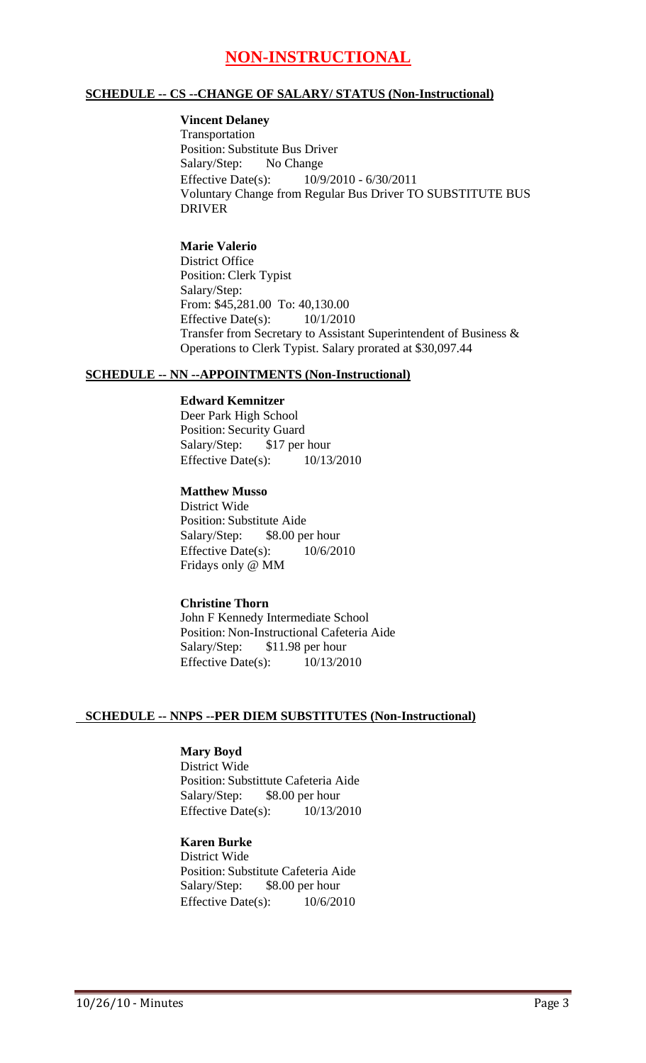# NON-INSTRUCTIONAL

## SCHEDULE -- CS --CHANGE OF SALARY/ STATUS (Non-Instructional)

**Vincent Delaney**
Transportation
Position: Substitute Bus Driver
Salary/Step: No Change
Effective Date(s): 10/9/2010 - 6/30/2011
Voluntary Change from Regular Bus Driver TO SUBSTITUTE BUS DRIVER

**Marie Valerio**
District Office
Position: Clerk Typist
Salary/Step:
From: $45,281.00 To: 40,130.00
Effective Date(s): 10/1/2010
Transfer from Secretary to Assistant Superintendent of Business & Operations to Clerk Typist. Salary prorated at $30,097.44

## SCHEDULE -- NN --APPOINTMENTS (Non-Instructional)

**Edward Kemnitzer**
Deer Park High School
Position: Security Guard
Salary/Step: $17 per hour
Effective Date(s): 10/13/2010

**Matthew Musso**
District Wide
Position: Substitute Aide
Salary/Step: $8.00 per hour
Effective Date(s): 10/6/2010
Fridays only @ MM

**Christine Thorn**
John F Kennedy Intermediate School
Position: Non-Instructional Cafeteria Aide
Salary/Step: $11.98 per hour
Effective Date(s): 10/13/2010

## SCHEDULE -- NNPS --PER DIEM SUBSTITUTES (Non-Instructional)

**Mary Boyd**
District Wide
Position: Substittute Cafeteria Aide
Salary/Step: $8.00 per hour
Effective Date(s): 10/13/2010

**Karen Burke**
District Wide
Position: Substitute Cafeteria Aide
Salary/Step: $8.00 per hour
Effective Date(s): 10/6/2010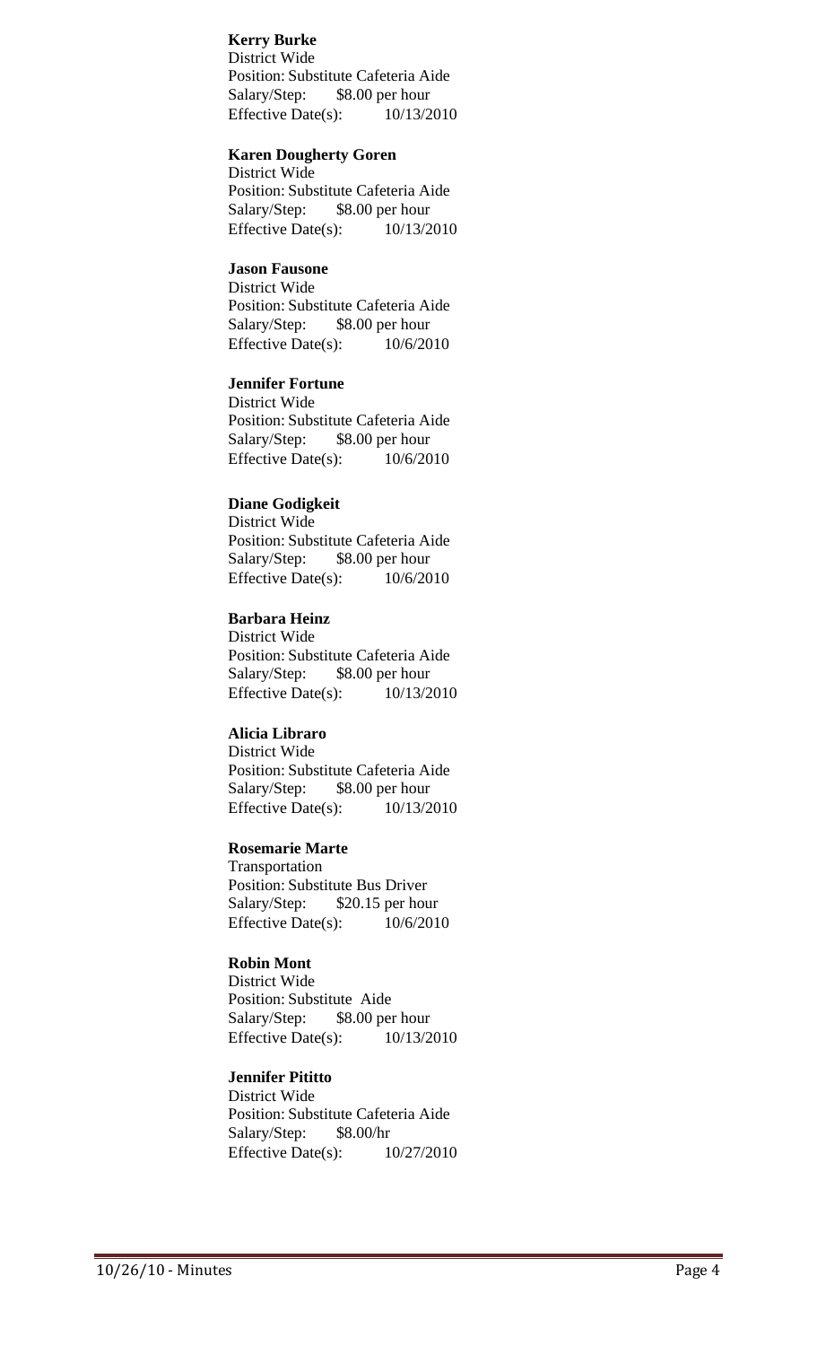**Kerry Burke**
District Wide
Position: Substitute Cafeteria Aide
Salary/Step: $8.00 per hour
Effective Date(s): 10/13/2010

**Karen Dougherty Goren**
District Wide
Position: Substitute Cafeteria Aide
Salary/Step: $8.00 per hour
Effective Date(s): 10/13/2010

**Jason Fausone**
District Wide
Position: Substitute Cafeteria Aide
Salary/Step: $8.00 per hour
Effective Date(s): 10/6/2010

**Jennifer Fortune**
District Wide
Position: Substitute Cafeteria Aide
Salary/Step: $8.00 per hour
Effective Date(s): 10/6/2010

**Diane Godigkeit**
District Wide
Position: Substitute Cafeteria Aide
Salary/Step: $8.00 per hour
Effective Date(s): 10/6/2010

**Barbara Heinz**
District Wide
Position: Substitute Cafeteria Aide
Salary/Step: $8.00 per hour
Effective Date(s): 10/13/2010

**Alicia Libraro**
District Wide
Position: Substitute Cafeteria Aide
Salary/Step: $8.00 per hour
Effective Date(s): 10/13/2010

**Rosemarie Marte**
Transportation
Position: Substitute Bus Driver
Salary/Step: $20.15 per hour
Effective Date(s): 10/6/2010

**Robin Mont**
District Wide
Position: Substitute Aide
Salary/Step: $8.00 per hour
Effective Date(s): 10/13/2010

**Jennifer Pititto**
District Wide
Position: Substitute Cafeteria Aide
Salary/Step: $8.00/hr
Effective Date(s): 10/27/2010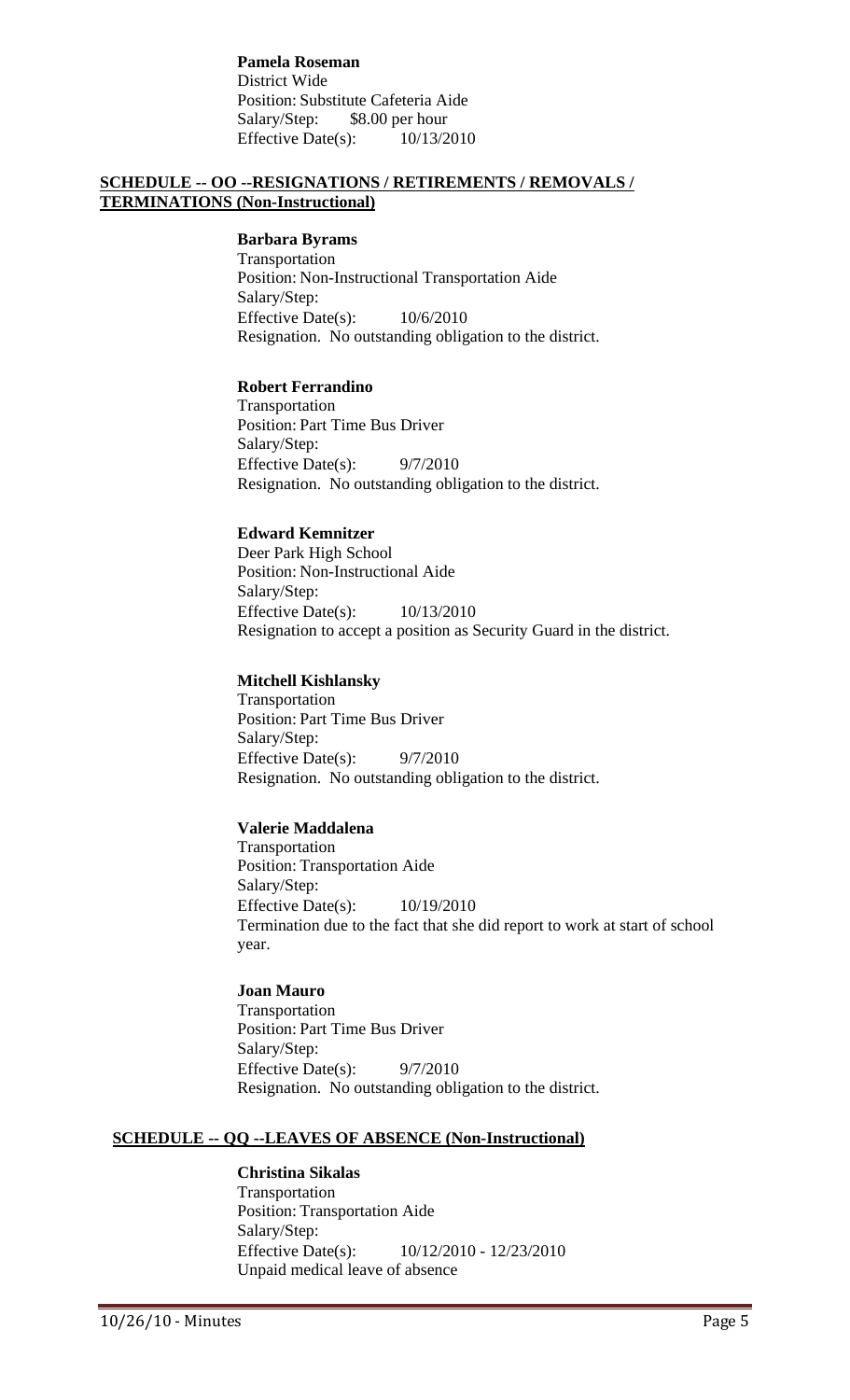**Pamela Roseman**
District Wide
Position: Substitute Cafeteria Aide
Salary/Step: $8.00 per hour
Effective Date(s): 10/13/2010

**SCHEDULE -- OO --RESIGNATIONS / RETIREMENTS / REMOVALS / TERMINATIONS (Non-Instructional)**

**Barbara Byrams**
Transportation
Position: Non-Instructional Transportation Aide
Salary/Step:
Effective Date(s): 10/6/2010
Resignation. No outstanding obligation to the district.

**Robert Ferrandino**
Transportation
Position: Part Time Bus Driver
Salary/Step:
Effective Date(s): 9/7/2010
Resignation. No outstanding obligation to the district.

**Edward Kemnitzer**
Deer Park High School
Position: Non-Instructional Aide
Salary/Step:
Effective Date(s): 10/13/2010
Resignation to accept a position as Security Guard in the district.

**Mitchell Kishlansky**
Transportation
Position: Part Time Bus Driver
Salary/Step:
Effective Date(s): 9/7/2010
Resignation. No outstanding obligation to the district.

**Valerie Maddalena**
Transportation
Position: Transportation Aide
Salary/Step:
Effective Date(s): 10/19/2010
Termination due to the fact that she did report to work at start of school year.

**Joan Mauro**
Transportation
Position: Part Time Bus Driver
Salary/Step:
Effective Date(s): 9/7/2010
Resignation. No outstanding obligation to the district.

**SCHEDULE -- QQ --LEAVES OF ABSENCE (Non-Instructional)**

**Christina Sikalas**
Transportation
Position: Transportation Aide
Salary/Step:
Effective Date(s): 10/12/2010 - 12/23/2010
Unpaid medical leave of absence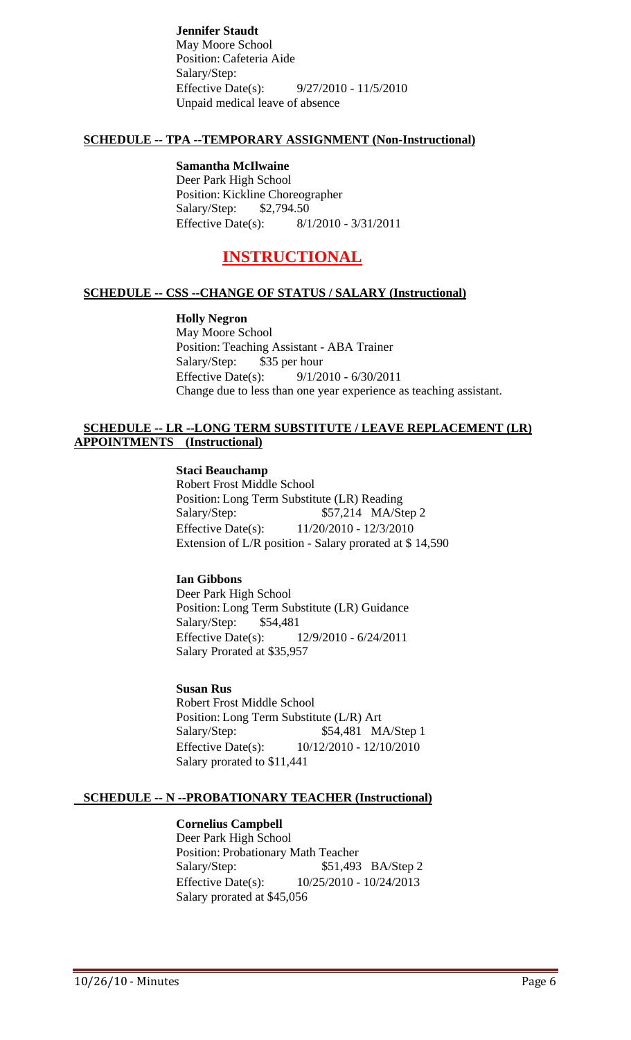**Jennifer Staudt**
May Moore School
Position: Cafeteria Aide
Salary/Step:
Effective Date(s): 9/27/2010 - 11/5/2010
Unpaid medical leave of absence

**SCHEDULE -- TPA --TEMPORARY ASSIGNMENT (Non-Instructional)**

**Samantha McIlwaine**
Deer Park High School
Position: Kickline Choreographer
Salary/Step: $2,794.50
Effective Date(s): 8/1/2010 - 3/31/2011

# INSTRUCTIONAL

**SCHEDULE -- CSS --CHANGE OF STATUS / SALARY (Instructional)**

**Holly Negron**
May Moore School
Position: Teaching Assistant - ABA Trainer
Salary/Step: $35 per hour
Effective Date(s): 9/1/2010 - 6/30/2011
Change due to less than one year experience as teaching assistant.

**SCHEDULE -- LR --LONG TERM SUBSTITUTE / LEAVE REPLACEMENT (LR) APPOINTMENTS (Instructional)**

**Staci Beauchamp**
Robert Frost Middle School
Position: Long Term Substitute (LR) Reading
Salary/Step: $57,214 MA/Step 2
Effective Date(s): 11/20/2010 - 12/3/2010
Extension of L/R position - Salary prorated at $ 14,590

**Ian Gibbons**
Deer Park High School
Position: Long Term Substitute (LR) Guidance
Salary/Step: $54,481
Effective Date(s): 12/9/2010 - 6/24/2011
Salary Prorated at $35,957

**Susan Rus**
Robert Frost Middle School
Position: Long Term Substitute (L/R) Art
Salary/Step: $54,481 MA/Step 1
Effective Date(s): 10/12/2010 - 12/10/2010
Salary prorated to $11,441

**SCHEDULE -- N --PROBATIONARY TEACHER (Instructional)**

**Cornelius Campbell**
Deer Park High School
Position: Probationary Math Teacher
Salary/Step: $51,493 BA/Step 2
Effective Date(s): 10/25/2010 - 10/24/2013
Salary prorated at $45,056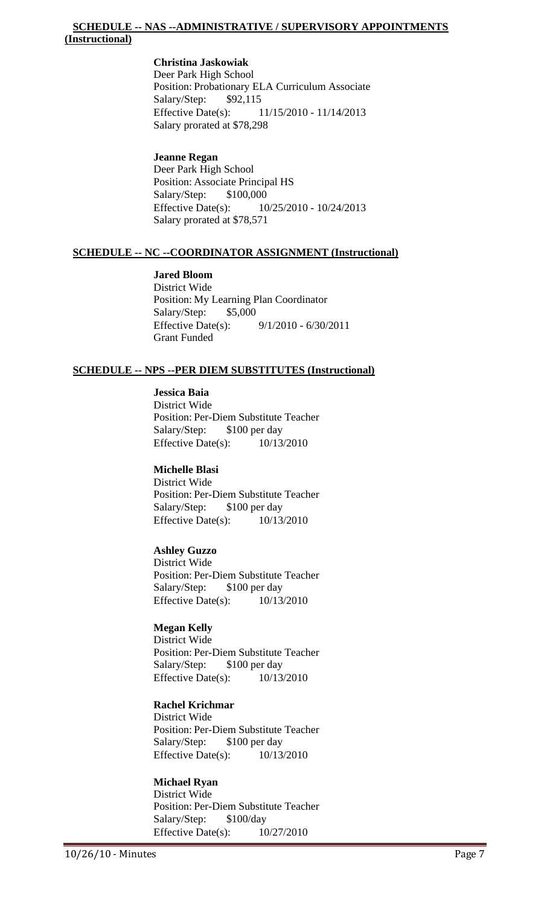**SCHEDULE -- NAS --ADMINISTRATIVE / SUPERVISORY APPOINTMENTS (Instructional)**

**Christina Jaskowiak**
Deer Park High School
Position: Probationary ELA Curriculum Associate
Salary/Step: $92,115
Effective Date(s): 11/15/2010 - 11/14/2013
Salary prorated at $78,298

**Jeanne Regan**
Deer Park High School
Position: Associate Principal HS
Salary/Step: $100,000
Effective Date(s): 10/25/2010 - 10/24/2013
Salary prorated at $78,571

**SCHEDULE -- NC --COORDINATOR ASSIGNMENT (Instructional)**

**Jared Bloom**
District Wide
Position: My Learning Plan Coordinator
Salary/Step: $5,000
Effective Date(s): 9/1/2010 - 6/30/2011
Grant Funded

**SCHEDULE -- NPS --PER DIEM SUBSTITUTES (Instructional)**

**Jessica Baia**
District Wide
Position: Per-Diem Substitute Teacher
Salary/Step: $100 per day
Effective Date(s): 10/13/2010

**Michelle Blasi**
District Wide
Position: Per-Diem Substitute Teacher
Salary/Step: $100 per day
Effective Date(s): 10/13/2010

**Ashley Guzzo**
District Wide
Position: Per-Diem Substitute Teacher
Salary/Step: $100 per day
Effective Date(s): 10/13/2010

**Megan Kelly**
District Wide
Position: Per-Diem Substitute Teacher
Salary/Step: $100 per day
Effective Date(s): 10/13/2010

**Rachel Krichmar**
District Wide
Position: Per-Diem Substitute Teacher
Salary/Step: $100 per day
Effective Date(s): 10/13/2010

**Michael Ryan**
District Wide
Position: Per-Diem Substitute Teacher
Salary/Step: $100/day
Effective Date(s): 10/27/2010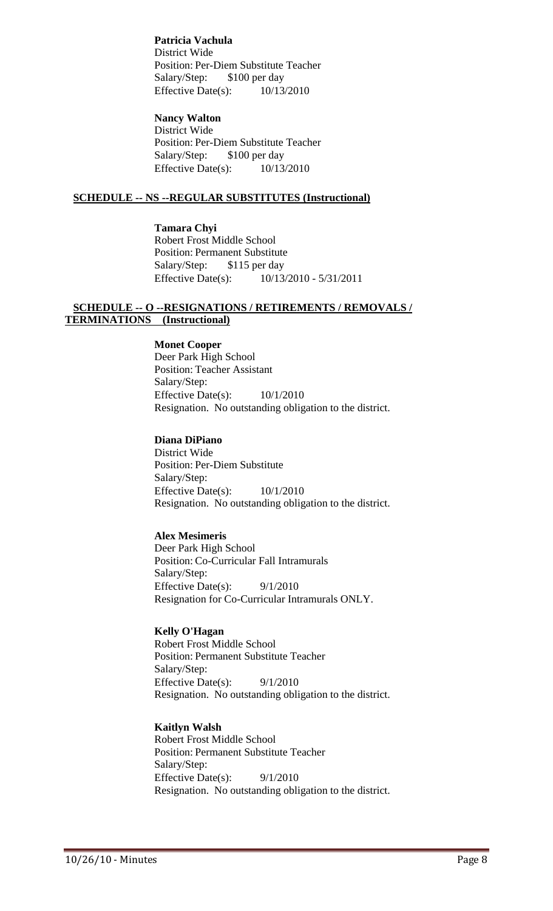**Patricia Vachula**
District Wide
Position: Per-Diem Substitute Teacher
Salary/Step: $100 per day
Effective Date(s): 10/13/2010

**Nancy Walton**
District Wide
Position: Per-Diem Substitute Teacher
Salary/Step: $100 per day
Effective Date(s): 10/13/2010

**SCHEDULE -- NS --REGULAR SUBSTITUTES (Instructional)**

**Tamara Chyi**
Robert Frost Middle School
Position: Permanent Substitute
Salary/Step: $115 per day
Effective Date(s): 10/13/2010 - 5/31/2011

**SCHEDULE -- O --RESIGNATIONS / RETIREMENTS / REMOVALS / TERMINATIONS (Instructional)**

**Monet Cooper**
Deer Park High School
Position: Teacher Assistant
Salary/Step:
Effective Date(s): 10/1/2010
Resignation. No outstanding obligation to the district.

**Diana DiPiano**
District Wide
Position: Per-Diem Substitute
Salary/Step:
Effective Date(s): 10/1/2010
Resignation. No outstanding obligation to the district.

**Alex Mesimeris**
Deer Park High School
Position: Co-Curricular Fall Intramurals
Salary/Step:
Effective Date(s): 9/1/2010
Resignation for Co-Curricular Intramurals ONLY.

**Kelly O'Hagan**
Robert Frost Middle School
Position: Permanent Substitute Teacher
Salary/Step:
Effective Date(s): 9/1/2010
Resignation. No outstanding obligation to the district.

**Kaitlyn Walsh**
Robert Frost Middle School
Position: Permanent Substitute Teacher
Salary/Step:
Effective Date(s): 9/1/2010
Resignation. No outstanding obligation to the district.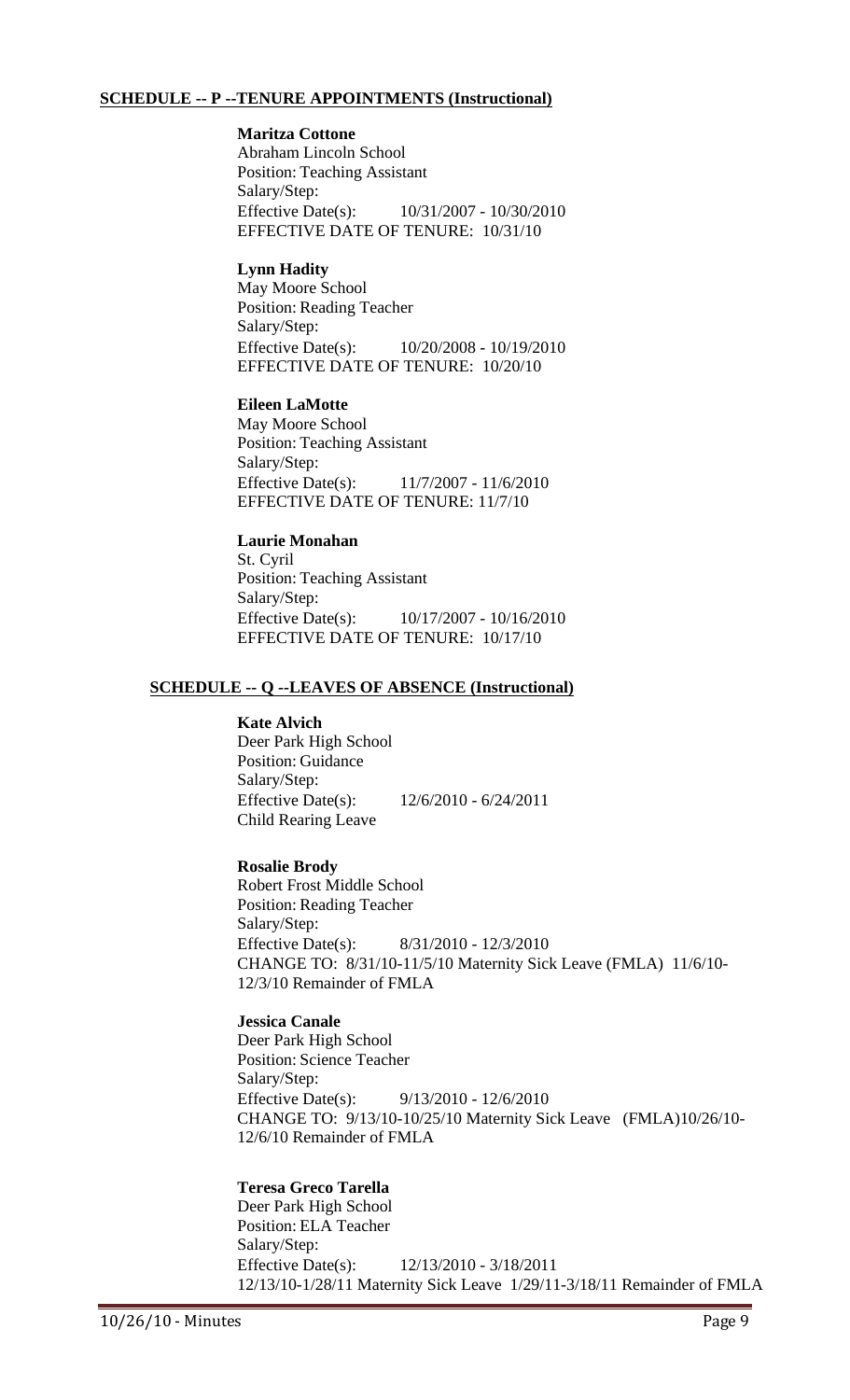**SCHEDULE -- P --TENURE APPOINTMENTS (Instructional)**

**Maritza Cottone**
Abraham Lincoln School
Position: Teaching Assistant
Salary/Step:
Effective Date(s): 10/31/2007 - 10/30/2010
EFFECTIVE DATE OF TENURE: 10/31/10

**Lynn Hadity**
May Moore School
Position: Reading Teacher
Salary/Step:
Effective Date(s): 10/20/2008 - 10/19/2010
EFFECTIVE DATE OF TENURE: 10/20/10

**Eileen LaMotte**
May Moore School
Position: Teaching Assistant
Salary/Step:
Effective Date(s): 11/7/2007 - 11/6/2010
EFFECTIVE DATE OF TENURE: 11/7/10

**Laurie Monahan**
St. Cyril
Position: Teaching Assistant
Salary/Step:
Effective Date(s): 10/17/2007 - 10/16/2010
EFFECTIVE DATE OF TENURE: 10/17/10

**SCHEDULE -- Q --LEAVES OF ABSENCE (Instructional)**

**Kate Alvich**
Deer Park High School
Position: Guidance
Salary/Step:
Effective Date(s): 12/6/2010 - 6/24/2011
Child Rearing Leave

**Rosalie Brody**
Robert Frost Middle School
Position: Reading Teacher
Salary/Step:
Effective Date(s): 8/31/2010 - 12/3/2010
CHANGE TO: 8/31/10-11/5/10 Maternity Sick Leave (FMLA) 11/6/10-12/3/10 Remainder of FMLA

**Jessica Canale**
Deer Park High School
Position: Science Teacher
Salary/Step:
Effective Date(s): 9/13/2010 - 12/6/2010
CHANGE TO: 9/13/10-10/25/10 Maternity Sick Leave (FMLA)10/26/10-12/6/10 Remainder of FMLA

**Teresa Greco Tarella**
Deer Park High School
Position: ELA Teacher
Salary/Step:
Effective Date(s): 12/13/2010 - 3/18/2011
12/13/10-1/28/11 Maternity Sick Leave 1/29/11-3/18/11 Remainder of FMLA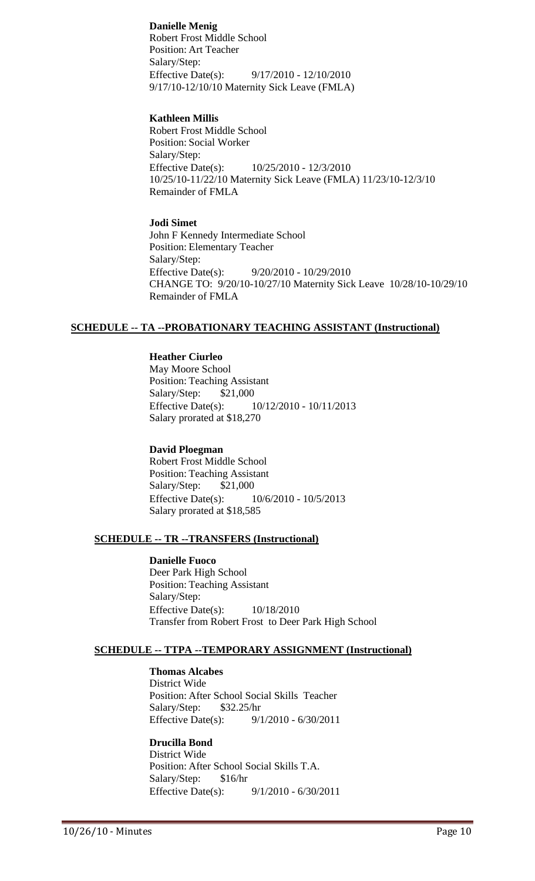**Danielle Menig**
Robert Frost Middle School
Position: Art Teacher
Salary/Step:
Effective Date(s): 9/17/2010 - 12/10/2010
9/17/10-12/10/10 Maternity Sick Leave (FMLA)

**Kathleen Millis**
Robert Frost Middle School
Position: Social Worker
Salary/Step:
Effective Date(s): 10/25/2010 - 12/3/2010
10/25/10-11/22/10 Maternity Sick Leave (FMLA) 11/23/10-12/3/10 Remainder of FMLA

**Jodi Simet**
John F Kennedy Intermediate School
Position: Elementary Teacher
Salary/Step:
Effective Date(s): 9/20/2010 - 10/29/2010
CHANGE TO: 9/20/10-10/27/10 Maternity Sick Leave 10/28/10-10/29/10 Remainder of FMLA

**SCHEDULE -- TA --PROBATIONARY TEACHING ASSISTANT (Instructional)**

**Heather Ciurleo**
May Moore School
Position: Teaching Assistant
Salary/Step: $21,000
Effective Date(s): 10/12/2010 - 10/11/2013
Salary prorated at $18,270

**David Ploegman**
Robert Frost Middle School
Position: Teaching Assistant
Salary/Step: $21,000
Effective Date(s): 10/6/2010 - 10/5/2013
Salary prorated at $18,585

**SCHEDULE -- TR --TRANSFERS (Instructional)**

**Danielle Fuoco**
Deer Park High School
Position: Teaching Assistant
Salary/Step:
Effective Date(s): 10/18/2010
Transfer from Robert Frost to Deer Park High School

**SCHEDULE -- TTPA --TEMPORARY ASSIGNMENT (Instructional)**

**Thomas Alcabes**
District Wide
Position: After School Social Skills Teacher
Salary/Step: $32.25/hr
Effective Date(s): 9/1/2010 - 6/30/2011

**Drucilla Bond**
District Wide
Position: After School Social Skills T.A.
Salary/Step: $16/hr
Effective Date(s): 9/1/2010 - 6/30/2011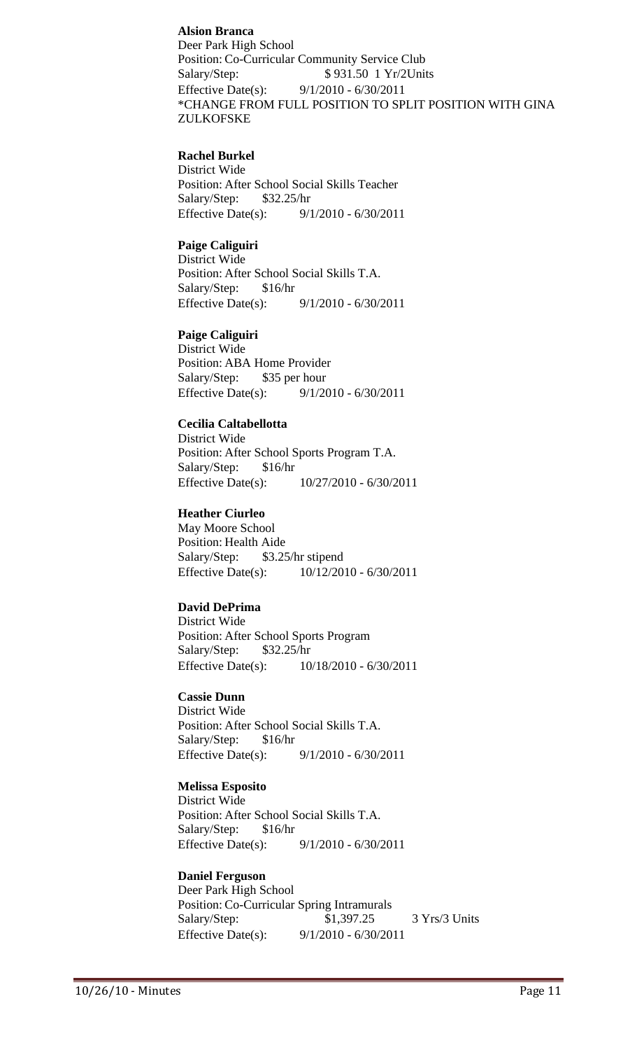**Alsion Branca**
Deer Park High School
Position: Co-Curricular Community Service Club
Salary/Step: $ 931.50 1 Yr/2Units
Effective Date(s): 9/1/2010 - 6/30/2011
*CHANGE FROM FULL POSITION TO SPLIT POSITION WITH GINA ZULKOFSKE

**Rachel Burkel**
District Wide
Position: After School Social Skills Teacher
Salary/Step: $32.25/hr
Effective Date(s): 9/1/2010 - 6/30/2011

**Paige Caliguiri**
District Wide
Position: After School Social Skills T.A.
Salary/Step: $16/hr
Effective Date(s): 9/1/2010 - 6/30/2011

**Paige Caliguiri**
District Wide
Position: ABA Home Provider
Salary/Step: $35 per hour
Effective Date(s): 9/1/2010 - 6/30/2011

**Cecilia Caltabellotta**
District Wide
Position: After School Sports Program T.A.
Salary/Step: $16/hr
Effective Date(s): 10/27/2010 - 6/30/2011

**Heather Ciurleo**
May Moore School
Position: Health Aide
Salary/Step: $3.25/hr stipend
Effective Date(s): 10/12/2010 - 6/30/2011

**David DePrima**
District Wide
Position: After School Sports Program
Salary/Step: $32.25/hr
Effective Date(s): 10/18/2010 - 6/30/2011

**Cassie Dunn**
District Wide
Position: After School Social Skills T.A.
Salary/Step: $16/hr
Effective Date(s): 9/1/2010 - 6/30/2011

**Melissa Esposito**
District Wide
Position: After School Social Skills T.A.
Salary/Step: $16/hr
Effective Date(s): 9/1/2010 - 6/30/2011

**Daniel Ferguson**
Deer Park High School
Position: Co-Curricular Spring Intramurals
Salary/Step: $1,397.25 3 Yrs/3 Units
Effective Date(s): 9/1/2010 - 6/30/2011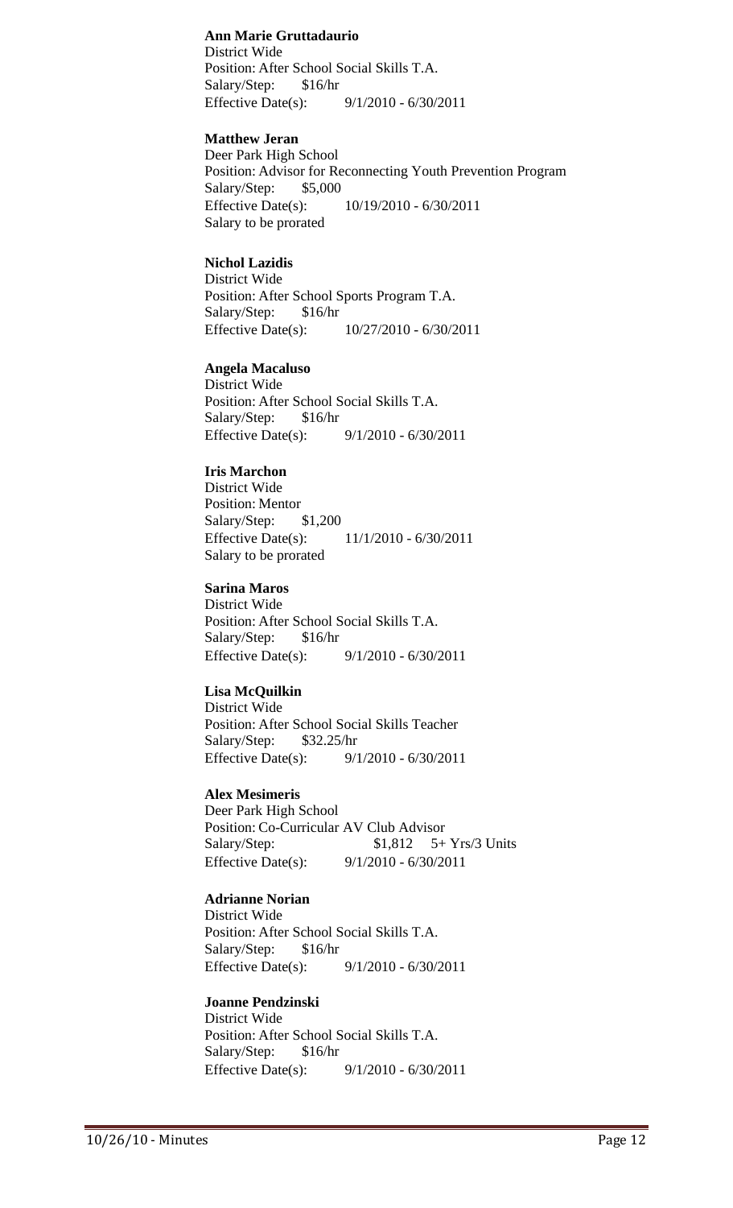**Ann Marie Gruttadaurio**
District Wide
Position: After School Social Skills T.A.
Salary/Step: $16/hr
Effective Date(s): 9/1/2010 - 6/30/2011

**Matthew Jeran**
Deer Park High School
Position: Advisor for Reconnecting Youth Prevention Program
Salary/Step: $5,000
Effective Date(s): 10/19/2010 - 6/30/2011
Salary to be prorated

**Nichol Lazidis**
District Wide
Position: After School Sports Program T.A.
Salary/Step: $16/hr
Effective Date(s): 10/27/2010 - 6/30/2011

**Angela Macaluso**
District Wide
Position: After School Social Skills T.A.
Salary/Step: $16/hr
Effective Date(s): 9/1/2010 - 6/30/2011

**Iris Marchon**
District Wide
Position: Mentor
Salary/Step: $1,200
Effective Date(s): 11/1/2010 - 6/30/2011
Salary to be prorated

**Sarina Maros**
District Wide
Position: After School Social Skills T.A.
Salary/Step: $16/hr
Effective Date(s): 9/1/2010 - 6/30/2011

**Lisa McQuilkin**
District Wide
Position: After School Social Skills Teacher
Salary/Step: $32.25/hr
Effective Date(s): 9/1/2010 - 6/30/2011

**Alex Mesimeris**
Deer Park High School
Position: Co-Curricular AV Club Advisor
Salary/Step: $1,812 5+ Yrs/3 Units
Effective Date(s): 9/1/2010 - 6/30/2011

**Adrianne Norian**
District Wide
Position: After School Social Skills T.A.
Salary/Step: $16/hr
Effective Date(s): 9/1/2010 - 6/30/2011

**Joanne Pendzinski**
District Wide
Position: After School Social Skills T.A.
Salary/Step: $16/hr
Effective Date(s): 9/1/2010 - 6/30/2011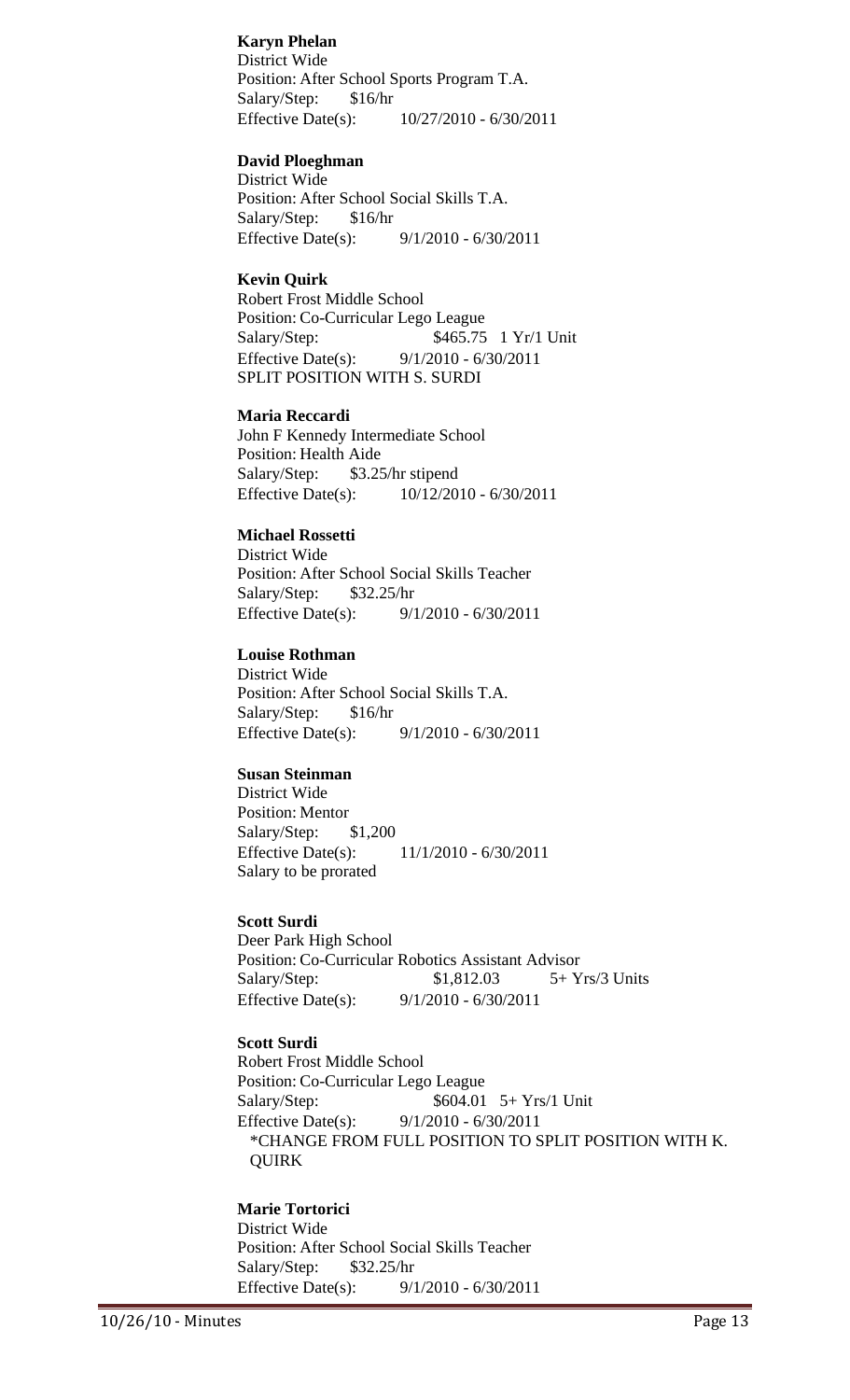**Karyn Phelan**
District Wide
Position: After School Sports Program T.A.
Salary/Step: $16/hr
Effective Date(s): 10/27/2010 - 6/30/2011

**David Ploeghman**
District Wide
Position: After School Social Skills T.A.
Salary/Step: $16/hr
Effective Date(s): 9/1/2010 - 6/30/2011

**Kevin Quirk**
Robert Frost Middle School
Position: Co-Curricular Lego League
Salary/Step: $465.75 1 Yr/1 Unit
Effective Date(s): 9/1/2010 - 6/30/2011
SPLIT POSITION WITH S. SURDI

**Maria Reccardi**
John F Kennedy Intermediate School
Position: Health Aide
Salary/Step: $3.25/hr stipend
Effective Date(s): 10/12/2010 - 6/30/2011

**Michael Rossetti**
District Wide
Position: After School Social Skills Teacher
Salary/Step: $32.25/hr
Effective Date(s): 9/1/2010 - 6/30/2011

**Louise Rothman**
District Wide
Position: After School Social Skills T.A.
Salary/Step: $16/hr
Effective Date(s): 9/1/2010 - 6/30/2011

**Susan Steinman**
District Wide
Position: Mentor
Salary/Step: $1,200
Effective Date(s): 11/1/2010 - 6/30/2011
Salary to be prorated

**Scott Surdi**
Deer Park High School
Position: Co-Curricular Robotics Assistant Advisor
Salary/Step: $1,812.03 5+ Yrs/3 Units
Effective Date(s): 9/1/2010 - 6/30/2011

**Scott Surdi**
Robert Frost Middle School
Position: Co-Curricular Lego League
Salary/Step: $604.01 5+ Yrs/1 Unit
Effective Date(s): 9/1/2010 - 6/30/2011
*CHANGE FROM FULL POSITION TO SPLIT POSITION WITH K. QUIRK

**Marie Tortorici**
District Wide
Position: After School Social Skills Teacher
Salary/Step: $32.25/hr
Effective Date(s): 9/1/2010 - 6/30/2011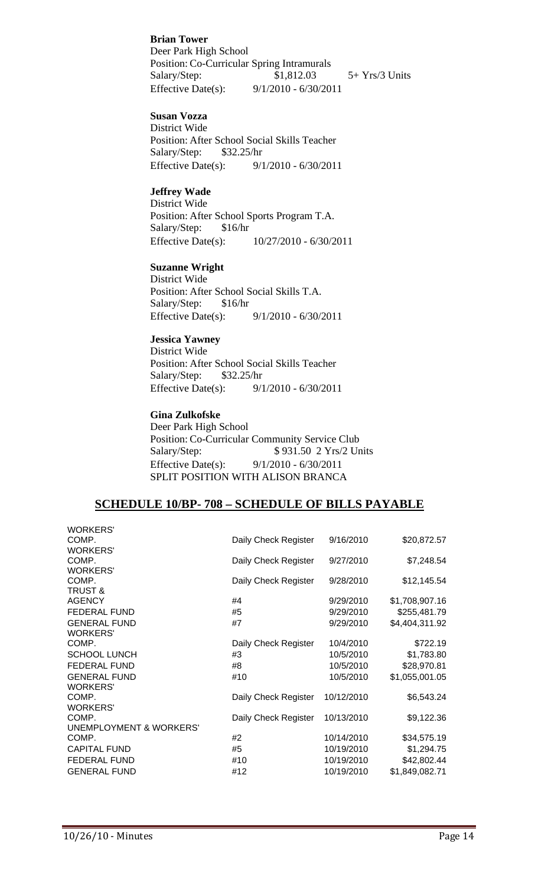**Brian Tower**
Deer Park High School
Position: Co-Curricular Spring Intramurals
Salary/Step: $1,812.03 5+ Yrs/3 Units
Effective Date(s): 9/1/2010 - 6/30/2011

**Susan Vozza**
District Wide
Position: After School Social Skills Teacher
Salary/Step: $32.25/hr
Effective Date(s): 9/1/2010 - 6/30/2011

**Jeffrey Wade**
District Wide
Position: After School Sports Program T.A.
Salary/Step: $16/hr
Effective Date(s): 10/27/2010 - 6/30/2011

**Suzanne Wright**
District Wide
Position: After School Social Skills T.A.
Salary/Step: $16/hr
Effective Date(s): 9/1/2010 - 6/30/2011

**Jessica Yawney**
District Wide
Position: After School Social Skills Teacher
Salary/Step: $32.25/hr
Effective Date(s): 9/1/2010 - 6/30/2011

**Gina Zulkofske**
Deer Park High School
Position: Co-Curricular Community Service Club
Salary/Step: $ 931.50 2 Yrs/2 Units
Effective Date(s): 9/1/2010 - 6/30/2011
SPLIT POSITION WITH ALISON BRANCA

## SCHEDULE 10/BP- 708 – SCHEDULE OF BILLS PAYABLE

| | | | |
|---|---|---|---|
| WORKERS' COMP. | Daily Check Register | 9/16/2010 | $20,872.57 |
| WORKERS' COMP. | Daily Check Register | 9/27/2010 | $7,248.54 |
| WORKERS' COMP. | Daily Check Register | 9/28/2010 | $12,145.54 |
| TRUST & AGENCY | #4 | 9/29/2010 | $1,708,907.16 |
| FEDERAL FUND | #5 | 9/29/2010 | $255,481.79 |
| GENERAL FUND | #7 | 9/29/2010 | $4,404,311.92 |
| WORKERS' COMP. | Daily Check Register | 10/4/2010 | $722.19 |
| SCHOOL LUNCH | #3 | 10/5/2010 | $1,783.80 |
| FEDERAL FUND | #8 | 10/5/2010 | $28,970.81 |
| GENERAL FUND | #10 | 10/5/2010 | $1,055,001.05 |
| WORKERS' COMP. | Daily Check Register | 10/12/2010 | $6,543.24 |
| WORKERS' COMP. | Daily Check Register | 10/13/2010 | $9,122.36 |
| UNEMPLOYMENT & WORKERS' COMP. | #2 | 10/14/2010 | $34,575.19 |
| CAPITAL FUND | #5 | 10/19/2010 | $1,294.75 |
| FEDERAL FUND | #10 | 10/19/2010 | $42,802.44 |
| GENERAL FUND | #12 | 10/19/2010 | $1,849,082.71 |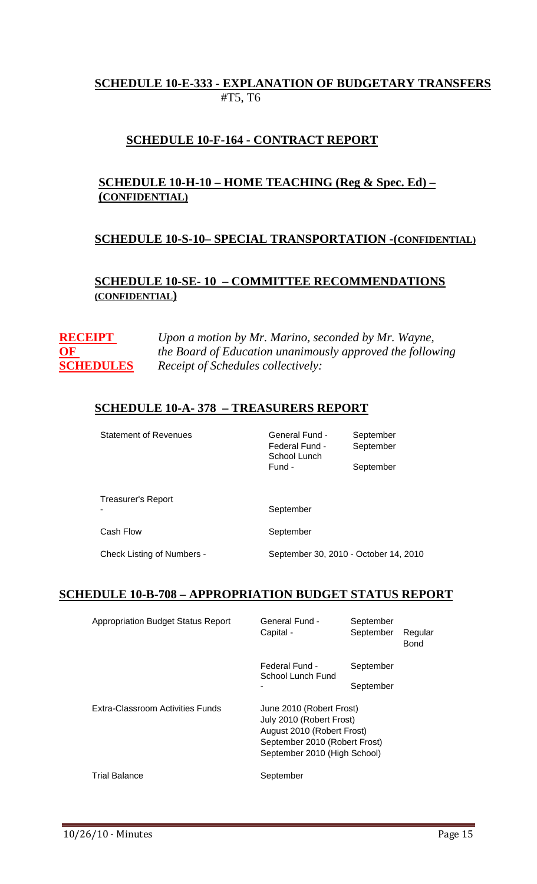**SCHEDULE 10-E-333 - EXPLANATION OF BUDGETARY TRANSFERS**
#T5, T6

**SCHEDULE 10-F-164 - CONTRACT REPORT**

**SCHEDULE 10-H-10 – HOME TEACHING (Reg & Spec. Ed) – (CONFIDENTIAL)**

**SCHEDULE 10-S-10– SPECIAL TRANSPORTATION -(CONFIDENTIAL)**

**SCHEDULE 10-SE- 10 – COMMITTEE RECOMMENDATIONS (CONFIDENTIAL)**

**RECEIPT OF SCHEDULES** *Upon a motion by Mr. Marino, seconded by Mr. Wayne, the Board of Education unanimously approved the following Receipt of Schedules collectively:*

**SCHEDULE 10-A- 378 – TREASURERS REPORT**

| | | |
|---|---|---|
| Statement of Revenues | General Fund - | September |
| | Federal Fund - | September |
| | School Lunch Fund - | September |
| Treasurer's Report - | September | |
| Cash Flow | September | |
| Check Listing of Numbers - | September 30, 2010 - October 14, 2010 | |

**SCHEDULE 10-B-708 – APPROPRIATION BUDGET STATUS REPORT**

| | | | |
|---|---|---|---|
| Appropriation Budget Status Report | General Fund - | September | |
| | Capital - | September | Regular Bond |
| | Federal Fund - | September | |
| | School Lunch Fund - | September | |
| Extra-Classroom Activities Funds | June 2010 (Robert Frost)<br>July 2010 (Robert Frost)<br>August 2010 (Robert Frost)<br>September 2010 (Robert Frost)<br>September 2010 (High School) | | |
| Trial Balance | September | | |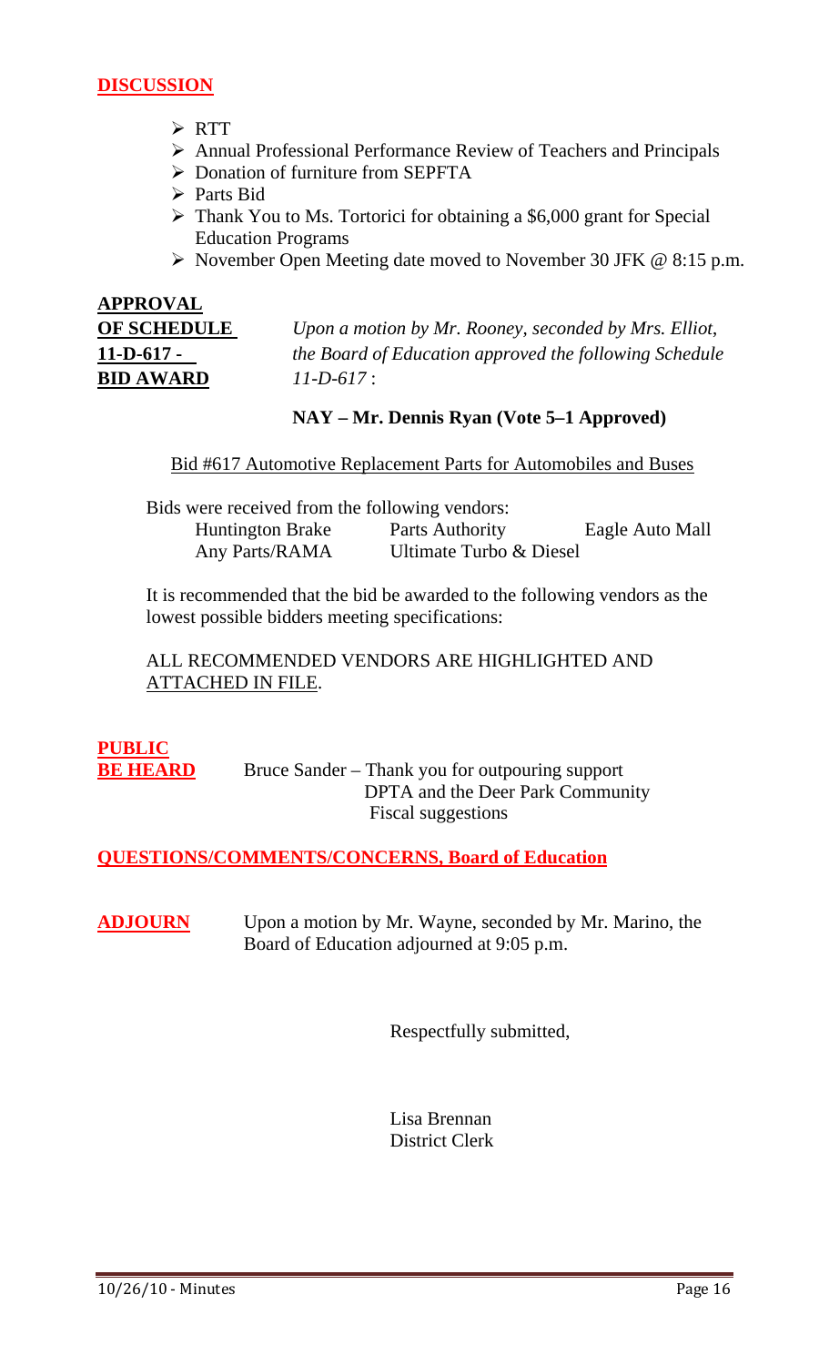**DISCUSSION**

- RTT
- Annual Professional Performance Review of Teachers and Principals
- Donation of furniture from SEPFTA
- Parts Bid
- Thank You to Ms. Tortorici for obtaining a $6,000 grant for Special Education Programs
- November Open Meeting date moved to November 30 JFK @ 8:15 p.m.

**APPROVAL OF SCHEDULE 11-D-617 - BID AWARD**

*Upon a motion by Mr. Rooney, seconded by Mrs. Elliot, the Board of Education approved the following Schedule 11-D-617* :

**NAY – Mr. Dennis Ryan (Vote 5–1 Approved)**

Bid #617 Automotive Replacement Parts for Automobiles and Buses

Bids were received from the following vendors:

| | | |
|---|---|---|
| Huntington Brake | Parts Authority | Eagle Auto Mall |
| Any Parts/RAMA | Ultimate Turbo & Diesel | |

It is recommended that the bid be awarded to the following vendors as the lowest possible bidders meeting specifications:

ALL RECOMMENDED VENDORS ARE HIGHLIGHTED AND ATTACHED IN FILE.

**PUBLIC BE HEARD**

Bruce Sander – Thank you for outpouring support
DPTA and the Deer Park Community
Fiscal suggestions

**QUESTIONS/COMMENTS/CONCERNS, Board of Education**

**ADJOURN** Upon a motion by Mr. Wayne, seconded by Mr. Marino, the Board of Education adjourned at 9:05 p.m.

Respectfully submitted,

Lisa Brennan
District Clerk